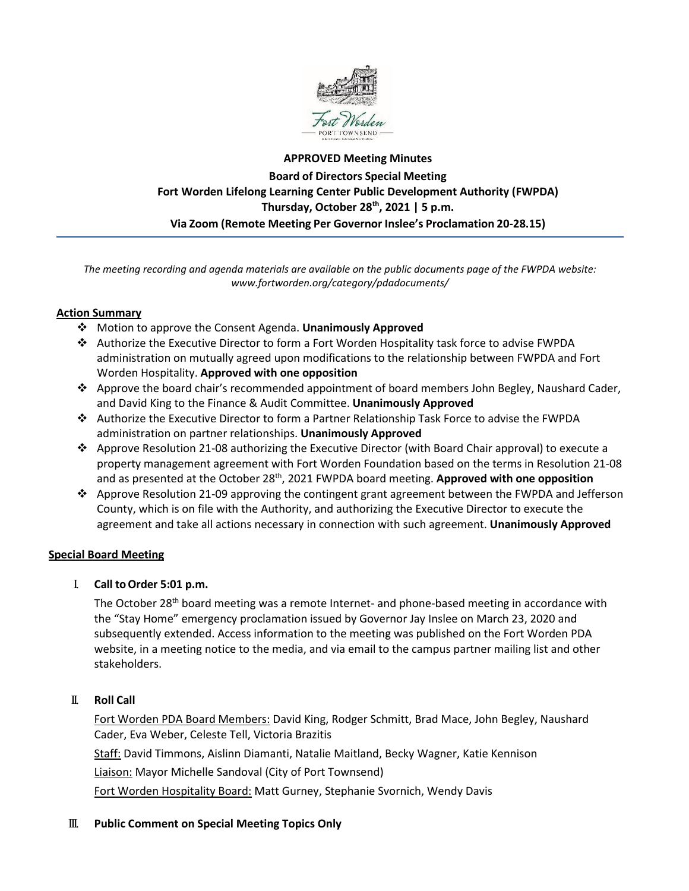**APPROVED Meeting Minutes**
**Board of Directors Special Meeting**
**Fort Worden Lifelong Learning Center Public Development Authority (FWPDA)**
**Thursday, October 28th, 2021 | 5 p.m.**
**Via Zoom (Remote Meeting Per Governor Inslee's Proclamation 20-28.15)**

*The meeting recording and agenda materials are available on the public documents page of the FWPDA website: www.fortworden.org/category/pdadocuments/*

## Action Summary

- Motion to approve the Consent Agenda. **Unanimously Approved**
- Authorize the Executive Director to form a Fort Worden Hospitality task force to advise FWPDA administration on mutually agreed upon modifications to the relationship between FWPDA and Fort Worden Hospitality. **Approved with one opposition**
- Approve the board chair's recommended appointment of board members John Begley, Naushard Cader, and David King to the Finance & Audit Committee. **Unanimously Approved**
- Authorize the Executive Director to form a Partner Relationship Task Force to advise the FWPDA administration on partner relationships. **Unanimously Approved**
- Approve Resolution 21-08 authorizing the Executive Director (with Board Chair approval) to execute a property management agreement with Fort Worden Foundation based on the terms in Resolution 21-08 and as presented at the October 28th, 2021 FWPDA board meeting. **Approved with one opposition**
- Approve Resolution 21-09 approving the contingent grant agreement between the FWPDA and Jefferson County, which is on file with the Authority, and authorizing the Executive Director to execute the agreement and take all actions necessary in connection with such agreement. **Unanimously Approved**

## Special Board Meeting

### I. Call to Order 5:01 p.m.

The October 28th board meeting was a remote Internet- and phone-based meeting in accordance with the "Stay Home" emergency proclamation issued by Governor Jay Inslee on March 23, 2020 and subsequently extended. Access information to the meeting was published on the Fort Worden PDA website, in a meeting notice to the media, and via email to the campus partner mailing list and other stakeholders.

### II. Roll Call

Fort Worden PDA Board Members: David King, Rodger Schmitt, Brad Mace, John Begley, Naushard Cader, Eva Weber, Celeste Tell, Victoria Brazitis

Staff: David Timmons, Aislinn Diamanti, Natalie Maitland, Becky Wagner, Katie Kennison

Liaison: Mayor Michelle Sandoval (City of Port Townsend)

Fort Worden Hospitality Board: Matt Gurney, Stephanie Svornich, Wendy Davis

### III. Public Comment on Special Meeting Topics Only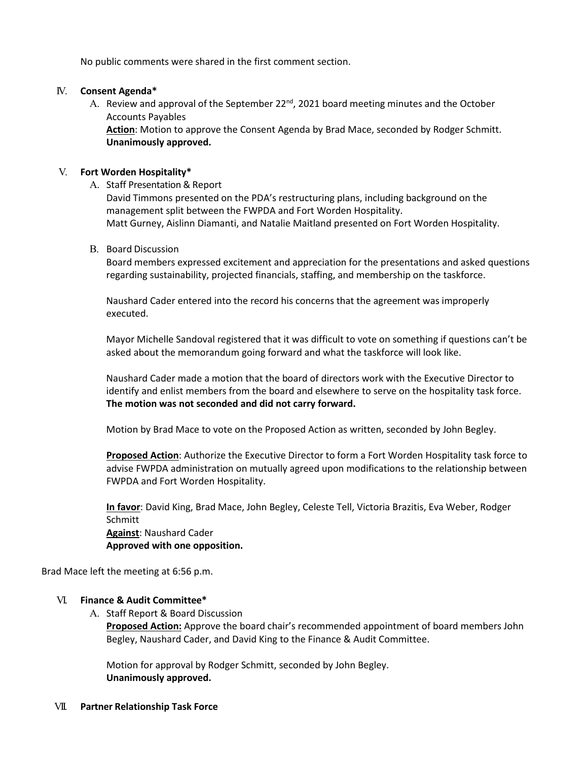No public comments were shared in the first comment section.

IV. **Consent Agenda***

A. Review and approval of the September 22nd, 2021 board meeting minutes and the October Accounts Payables

**Action**: Motion to approve the Consent Agenda by Brad Mace, seconded by Rodger Schmitt. **Unanimously approved.**

V. **Fort Worden Hospitality***

A. Staff Presentation & Report

David Timmons presented on the PDA's restructuring plans, including background on the management split between the FWPDA and Fort Worden Hospitality.

Matt Gurney, Aislinn Diamanti, and Natalie Maitland presented on Fort Worden Hospitality.

B. Board Discussion

Board members expressed excitement and appreciation for the presentations and asked questions regarding sustainability, projected financials, staffing, and membership on the taskforce.

Naushard Cader entered into the record his concerns that the agreement was improperly executed.

Mayor Michelle Sandoval registered that it was difficult to vote on something if questions can't be asked about the memorandum going forward and what the taskforce will look like.

Naushard Cader made a motion that the board of directors work with the Executive Director to identify and enlist members from the board and elsewhere to serve on the hospitality task force. **The motion was not seconded and did not carry forward.**

Motion by Brad Mace to vote on the Proposed Action as written, seconded by John Begley.

**Proposed Action**: Authorize the Executive Director to form a Fort Worden Hospitality task force to advise FWPDA administration on mutually agreed upon modifications to the relationship between FWPDA and Fort Worden Hospitality.

**In favor**: David King, Brad Mace, John Begley, Celeste Tell, Victoria Brazitis, Eva Weber, Rodger Schmitt
**Against**: Naushard Cader
**Approved with one opposition.**

Brad Mace left the meeting at 6:56 p.m.

VI. **Finance & Audit Committee***

A. Staff Report & Board Discussion

**Proposed Action:** Approve the board chair's recommended appointment of board members John Begley, Naushard Cader, and David King to the Finance & Audit Committee.

Motion for approval by Rodger Schmitt, seconded by John Begley.
**Unanimously approved.**

VII. **Partner Relationship Task Force**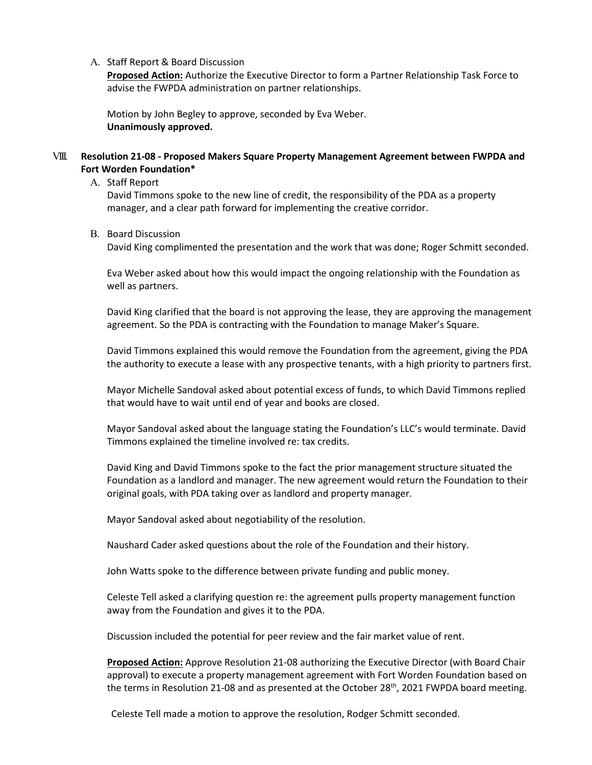A. Staff Report & Board Discussion

**Proposed Action:** Authorize the Executive Director to form a Partner Relationship Task Force to advise the FWPDA administration on partner relationships.

Motion by John Begley to approve, seconded by Eva Weber.
**Unanimously approved.**

## VIII. Resolution 21-08 - Proposed Makers Square Property Management Agreement between FWPDA and Fort Worden Foundation*

A. Staff Report

David Timmons spoke to the new line of credit, the responsibility of the PDA as a property manager, and a clear path forward for implementing the creative corridor.

B. Board Discussion

David King complimented the presentation and the work that was done; Roger Schmitt seconded.

Eva Weber asked about how this would impact the ongoing relationship with the Foundation as well as partners.

David King clarified that the board is not approving the lease, they are approving the management agreement. So the PDA is contracting with the Foundation to manage Maker's Square.

David Timmons explained this would remove the Foundation from the agreement, giving the PDA the authority to execute a lease with any prospective tenants, with a high priority to partners first.

Mayor Michelle Sandoval asked about potential excess of funds, to which David Timmons replied that would have to wait until end of year and books are closed.

Mayor Sandoval asked about the language stating the Foundation's LLC's would terminate. David Timmons explained the timeline involved re: tax credits.

David King and David Timmons spoke to the fact the prior management structure situated the Foundation as a landlord and manager. The new agreement would return the Foundation to their original goals, with PDA taking over as landlord and property manager.

Mayor Sandoval asked about negotiability of the resolution.

Naushard Cader asked questions about the role of the Foundation and their history.

John Watts spoke to the difference between private funding and public money.

Celeste Tell asked a clarifying question re: the agreement pulls property management function away from the Foundation and gives it to the PDA.

Discussion included the potential for peer review and the fair market value of rent.

**Proposed Action:** Approve Resolution 21-08 authorizing the Executive Director (with Board Chair approval) to execute a property management agreement with Fort Worden Foundation based on the terms in Resolution 21-08 and as presented at the October 28th, 2021 FWPDA board meeting.

Celeste Tell made a motion to approve the resolution, Rodger Schmitt seconded.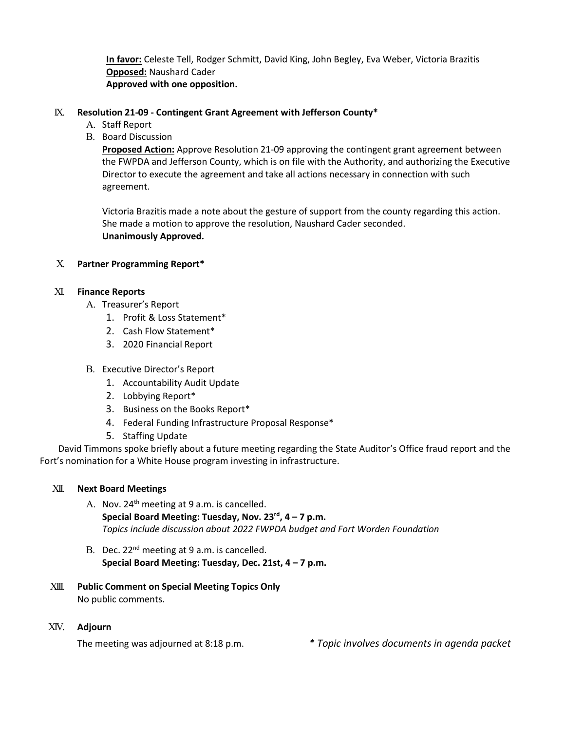**In favor:** Celeste Tell, Rodger Schmitt, David King, John Begley, Eva Weber, Victoria Brazitis
**Opposed:** Naushard Cader
**Approved with one opposition.**

## IX. Resolution 21-09 - Contingent Grant Agreement with Jefferson County*

A. Staff Report

B. Board Discussion

**Proposed Action:** Approve Resolution 21-09 approving the contingent grant agreement between the FWPDA and Jefferson County, which is on file with the Authority, and authorizing the Executive Director to execute the agreement and take all actions necessary in connection with such agreement.

Victoria Brazitis made a note about the gesture of support from the county regarding this action. She made a motion to approve the resolution, Naushard Cader seconded.
**Unanimously Approved.**

## X. Partner Programming Report*

## XI. Finance Reports

A. Treasurer's Report
1. Profit & Loss Statement*
2. Cash Flow Statement*
3. 2020 Financial Report

B. Executive Director's Report
1. Accountability Audit Update
2. Lobbying Report*
3. Business on the Books Report*
4. Federal Funding Infrastructure Proposal Response*
5. Staffing Update

David Timmons spoke briefly about a future meeting regarding the State Auditor's Office fraud report and the Fort's nomination for a White House program investing in infrastructure.

## XII. Next Board Meetings

A. Nov. 24th meeting at 9 a.m. is cancelled.
**Special Board Meeting: Tuesday, Nov. 23rd, 4 – 7 p.m.**
*Topics include discussion about 2022 FWPDA budget and Fort Worden Foundation*

B. Dec. 22nd meeting at 9 a.m. is cancelled.
**Special Board Meeting: Tuesday, Dec. 21st, 4 – 7 p.m.**

## XIII. Public Comment on Special Meeting Topics Only

No public comments.

## XIV. Adjourn

The meeting was adjourned at 8:18 p.m.

*\* Topic involves documents in agenda packet*